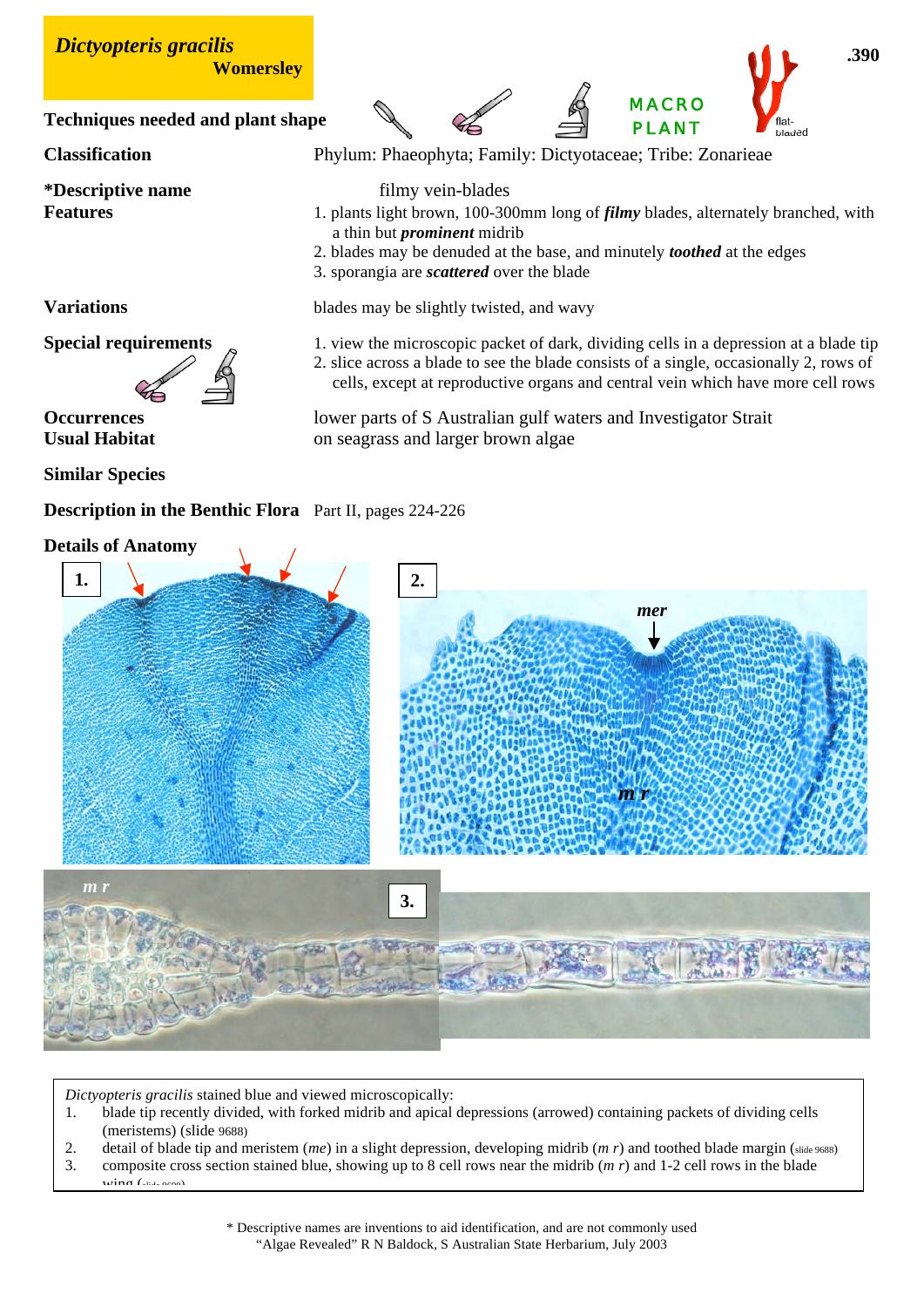# *Dictyopteris gracilis* Womersley

.390

**Techniques needed and plant shape** MACRO PLANT flat-bladed

**Classification** Phylum: Phaeophyta; Family: Dictyotaceae; Tribe: Zonarieae

**\*Descriptive name** filmy vein-blades

**Features**

1. plants light brown, 100-300mm long of ***filmy*** blades, alternately branched, with a thin but ***prominent*** midrib
2. blades may be denuded at the base, and minutely ***toothed*** at the edges
3. sporangia are ***scattered*** over the blade

**Variations** blades may be slightly twisted, and wavy

**Special requirements**

1. view the microscopic packet of dark, dividing cells in a depression at a blade tip
2. slice across a blade to see the blade consists of a single, occasionally 2, rows of cells, except at reproductive organs and central vein which have more cell rows

**Occurrences** lower parts of S Australian gulf waters and Investigator Strait

**Usual Habitat** on seagrass and larger brown algae

**Similar Species**

**Description in the Benthic Flora** Part II, pages 224-226

**Details of Anatomy**

*Dictyopteris gracilis* stained blue and viewed microscopically:

1. blade tip recently divided, with forked midrib and apical depressions (arrowed) containing packets of dividing cells (meristems) (slide 9688)
2. detail of blade tip and meristem (*me*) in a slight depression, developing midrib (*m r*) and toothed blade margin (slide 9688)
3. composite cross section stained blue, showing up to 8 cell rows near the midrib (*m r*) and 1-2 cell rows in the blade wing (slide 9689)

\* Descriptive names are inventions to aid identification, and are not commonly used
"Algae Revealed" R N Baldock, S Australian State Herbarium, July 2003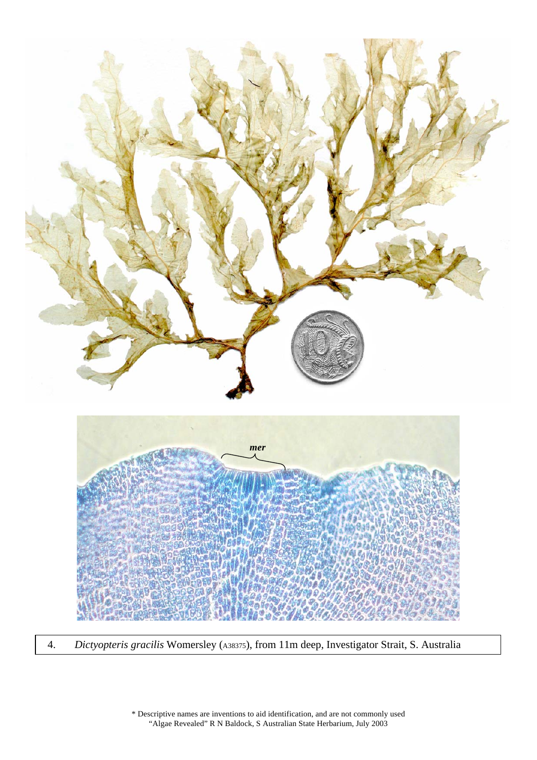mer

4. *Dictyopteris gracilis* Womersley (A38375), from 11m deep, Investigator Strait, S. Australia

\* Descriptive names are inventions to aid identification, and are not commonly used
"Algae Revealed" R N Baldock, S Australian State Herbarium, July 2003